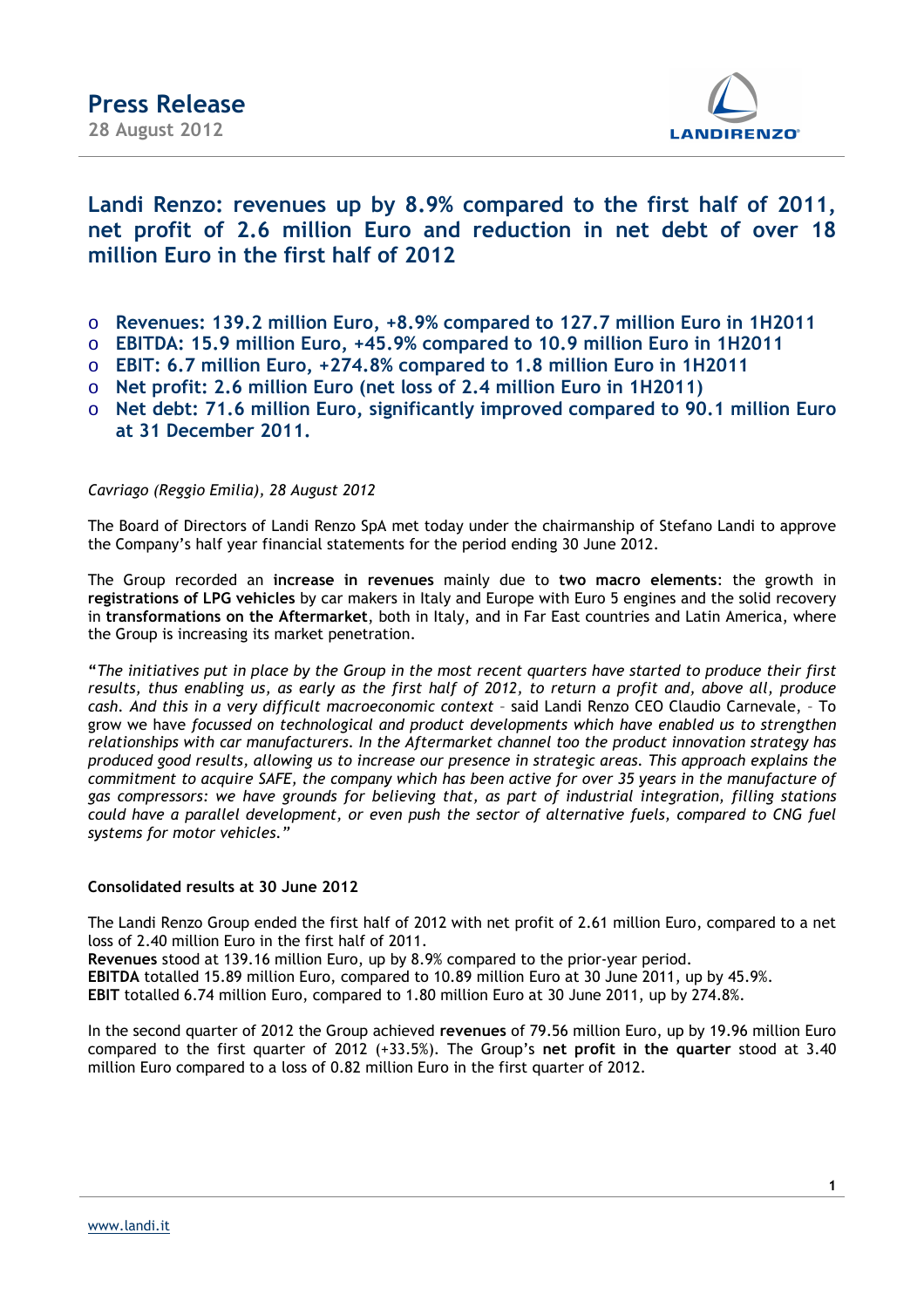# Press Release

28 August 2012

## Landi Renzo: revenues up by 8.9% compared to the first half of 2011, net profit of 2.6 million Euro and reduction in net debt of over 18 million Euro in the first half of 2012

- **Revenues: 139.2 million Euro, +8.9% compared to 127.7 million Euro in 1H2011**
- **EBITDA: 15.9 million Euro, +45.9% compared to 10.9 million Euro in 1H2011**
- **EBIT: 6.7 million Euro, +274.8% compared to 1.8 million Euro in 1H2011**
- **Net profit: 2.6 million Euro (net loss of 2.4 million Euro in 1H2011)**
- **Net debt: 71.6 million Euro, significantly improved compared to 90.1 million Euro at 31 December 2011.**

*Cavriago (Reggio Emilia), 28 August 2012*

The Board of Directors of Landi Renzo SpA met today under the chairmanship of Stefano Landi to approve the Company's half year financial statements for the period ending 30 June 2012.

The Group recorded an **increase in revenues** mainly due to **two macro elements**: the growth in **registrations of LPG vehicles** by car makers in Italy and Europe with Euro 5 engines and the solid recovery in **transformations on the Aftermarket**, both in Italy, and in Far East countries and Latin America, where the Group is increasing its market penetration.

**"***The initiatives put in place by the Group in the most recent quarters have started to produce their first results, thus enabling us, as early as the first half of 2012, to return a profit and, above all, produce cash. And this in a very difficult macroeconomic context* – said Landi Renzo CEO Claudio Carnevale, – To grow we have *focussed on technological and product developments which have enabled us to strengthen relationships with car manufacturers. In the Aftermarket channel too the product innovation strategy has produced good results, allowing us to increase our presence in strategic areas. This approach explains the commitment to acquire SAFE, the company which has been active for over 35 years in the manufacture of gas compressors: we have grounds for believing that, as part of industrial integration, filling stations could have a parallel development, or even push the sector of alternative fuels, compared to CNG fuel systems for motor vehicles."*

### Consolidated results at 30 June 2012

The Landi Renzo Group ended the first half of 2012 with net profit of 2.61 million Euro, compared to a net loss of 2.40 million Euro in the first half of 2011.
**Revenues** stood at 139.16 million Euro, up by 8.9% compared to the prior-year period.
**EBITDA** totalled 15.89 million Euro, compared to 10.89 million Euro at 30 June 2011, up by 45.9%.
**EBIT** totalled 6.74 million Euro, compared to 1.80 million Euro at 30 June 2011, up by 274.8%.

In the second quarter of 2012 the Group achieved **revenues** of 79.56 million Euro, up by 19.96 million Euro compared to the first quarter of 2012 (+33.5%). The Group's **net profit in the quarter** stood at 3.40 million Euro compared to a loss of 0.82 million Euro in the first quarter of 2012.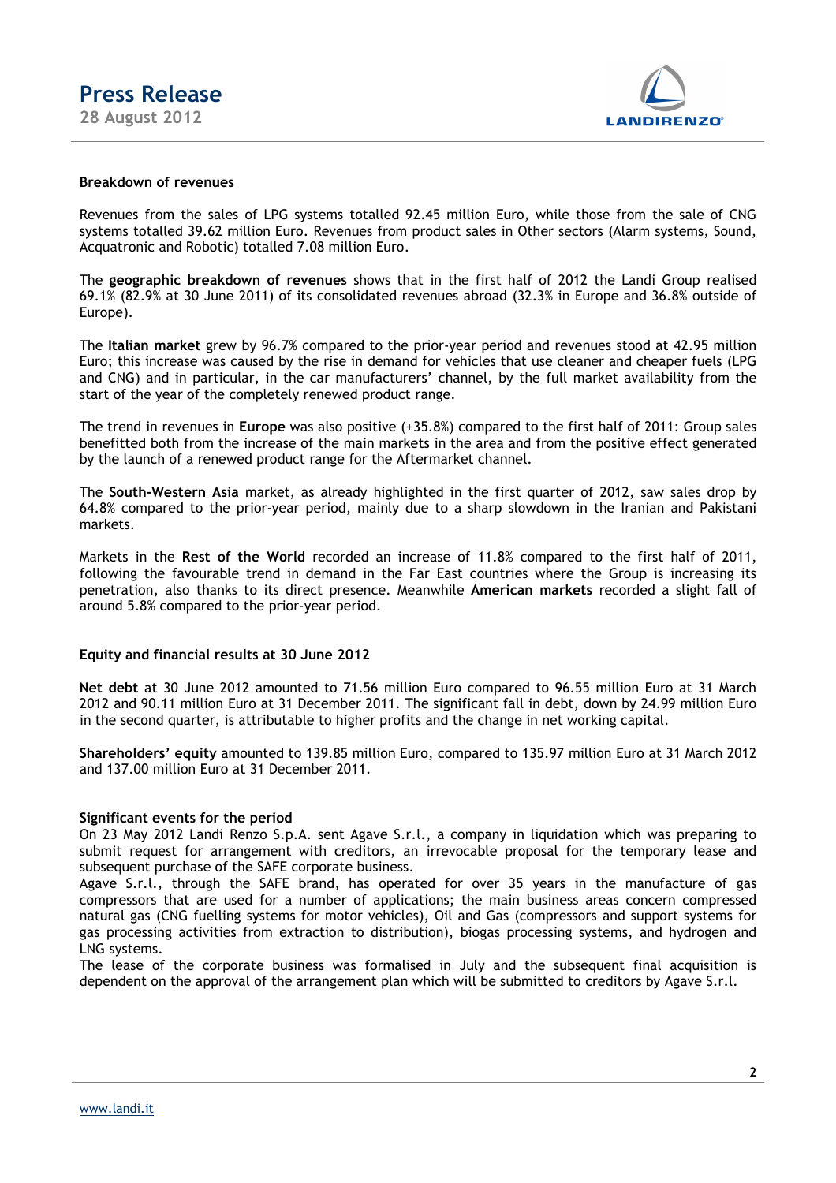## Breakdown of revenues

Revenues from the sales of LPG systems totalled 92.45 million Euro, while those from the sale of CNG systems totalled 39.62 million Euro. Revenues from product sales in Other sectors (Alarm systems, Sound, Acquatronic and Robotic) totalled 7.08 million Euro.

The **geographic breakdown of revenues** shows that in the first half of 2012 the Landi Group realised 69.1% (82.9% at 30 June 2011) of its consolidated revenues abroad (32.3% in Europe and 36.8% outside of Europe).

The **Italian market** grew by 96.7% compared to the prior-year period and revenues stood at 42.95 million Euro; this increase was caused by the rise in demand for vehicles that use cleaner and cheaper fuels (LPG and CNG) and in particular, in the car manufacturers' channel, by the full market availability from the start of the year of the completely renewed product range.

The trend in revenues in **Europe** was also positive (+35.8%) compared to the first half of 2011: Group sales benefitted both from the increase of the main markets in the area and from the positive effect generated by the launch of a renewed product range for the Aftermarket channel.

The **South-Western Asia** market, as already highlighted in the first quarter of 2012, saw sales drop by 64.8% compared to the prior-year period, mainly due to a sharp slowdown in the Iranian and Pakistani markets.

Markets in the **Rest of the World** recorded an increase of 11.8% compared to the first half of 2011, following the favourable trend in demand in the Far East countries where the Group is increasing its penetration, also thanks to its direct presence. Meanwhile **American markets** recorded a slight fall of around 5.8% compared to the prior-year period.

## Equity and financial results at 30 June 2012

**Net debt** at 30 June 2012 amounted to 71.56 million Euro compared to 96.55 million Euro at 31 March 2012 and 90.11 million Euro at 31 December 2011. The significant fall in debt, down by 24.99 million Euro in the second quarter, is attributable to higher profits and the change in net working capital.

**Shareholders' equity** amounted to 139.85 million Euro, compared to 135.97 million Euro at 31 March 2012 and 137.00 million Euro at 31 December 2011.

## Significant events for the period

On 23 May 2012 Landi Renzo S.p.A. sent Agave S.r.l., a company in liquidation which was preparing to submit request for arrangement with creditors, an irrevocable proposal for the temporary lease and subsequent purchase of the SAFE corporate business.

Agave S.r.l., through the SAFE brand, has operated for over 35 years in the manufacture of gas compressors that are used for a number of applications; the main business areas concern compressed natural gas (CNG fuelling systems for motor vehicles), Oil and Gas (compressors and support systems for gas processing activities from extraction to distribution), biogas processing systems, and hydrogen and LNG systems.

The lease of the corporate business was formalised in July and the subsequent final acquisition is dependent on the approval of the arrangement plan which will be submitted to creditors by Agave S.r.l.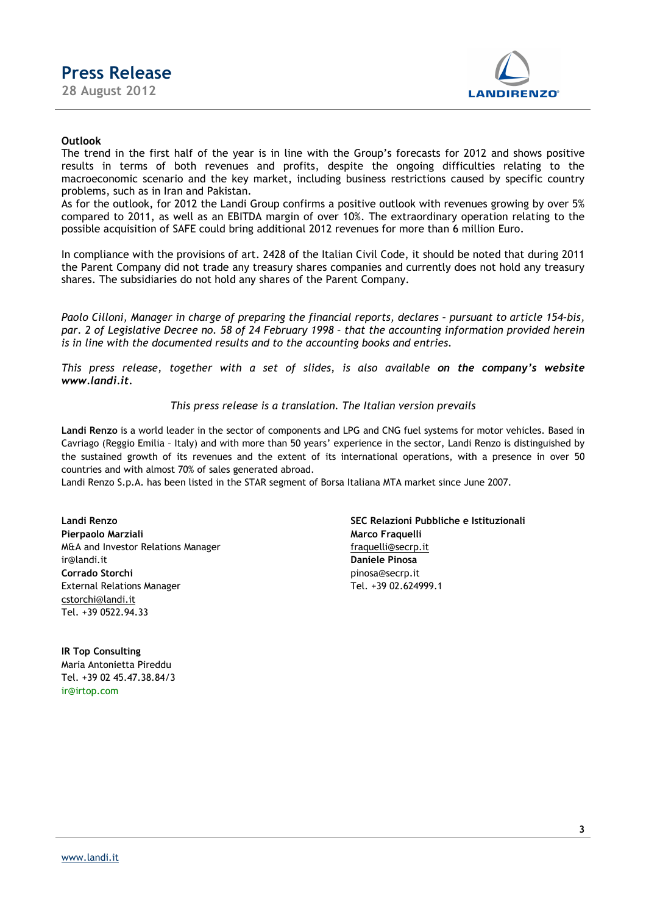**Outlook**

The trend in the first half of the year is in line with the Group's forecasts for 2012 and shows positive results in terms of both revenues and profits, despite the ongoing difficulties relating to the macroeconomic scenario and the key market, including business restrictions caused by specific country problems, such as in Iran and Pakistan.
As for the outlook, for 2012 the Landi Group confirms a positive outlook with revenues growing by over 5% compared to 2011, as well as an EBITDA margin of over 10%. The extraordinary operation relating to the possible acquisition of SAFE could bring additional 2012 revenues for more than 6 million Euro.

In compliance with the provisions of art. 2428 of the Italian Civil Code, it should be noted that during 2011 the Parent Company did not trade any treasury shares companies and currently does not hold any treasury shares. The subsidiaries do not hold any shares of the Parent Company.

*Paolo Cilloni, Manager in charge of preparing the financial reports, declares – pursuant to article 154-bis, par. 2 of Legislative Decree no. 58 of 24 February 1998 – that the accounting information provided herein is in line with the documented results and to the accounting books and entries.*

*This press release, together with a set of slides, is also available* ***on the company's website www.landi.it.***

*This press release is a translation. The Italian version prevails*

**Landi Renzo** is a world leader in the sector of components and LPG and CNG fuel systems for motor vehicles. Based in Cavriago (Reggio Emilia – Italy) and with more than 50 years' experience in the sector, Landi Renzo is distinguished by the sustained growth of its revenues and the extent of its international operations, with a presence in over 50 countries and with almost 70% of sales generated abroad.
Landi Renzo S.p.A. has been listed in the STAR segment of Borsa Italiana MTA market since June 2007.

**Landi Renzo**
**Pierpaolo Marziali**
M&A and Investor Relations Manager
ir@landi.it
**Corrado Storchi**
External Relations Manager
cstorchi@landi.it
Tel. +39 0522.94.33

**SEC Relazioni Pubbliche e Istituzionali**
**Marco Fraquelli**
fraquelli@secrp.it
**Daniele Pinosa**
pinosa@secrp.it
Tel. +39 02.624999.1

**IR Top Consulting**
Maria Antonietta Pireddu
Tel. +39 02 45.47.38.84/3
ir@irtop.com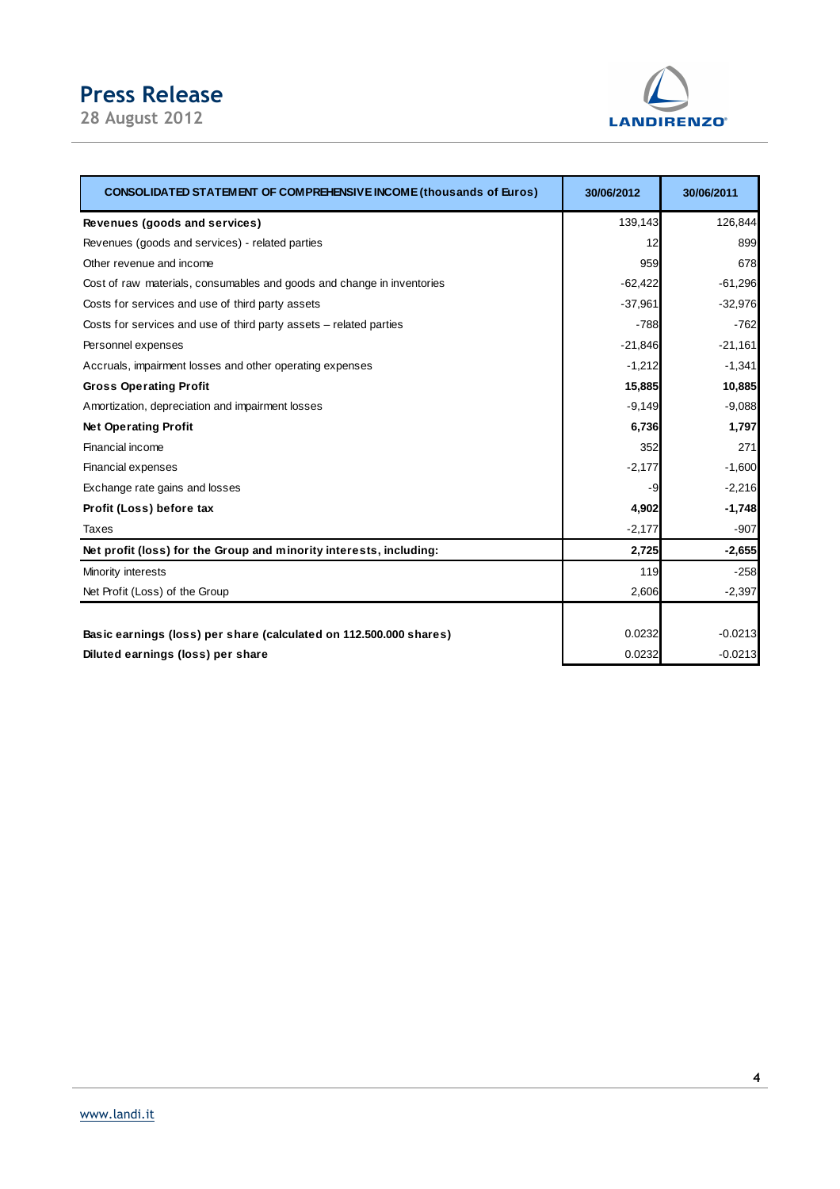| CONSOLIDATED STATEMENT OF COMPREHENSIVE INCOME (thousands of Euros) | 30/06/2012 | 30/06/2011 |
|---|---|---|
| **Revenues (goods and services)** | 139,143 | 126,844 |
| Revenues (goods and services) - related parties | 12 | 899 |
| Other revenue and income | 959 | 678 |
| Cost of raw materials, consumables and goods and change in inventories | -62,422 | -61,296 |
| Costs for services and use of third party assets | -37,961 | -32,976 |
| Costs for services and use of third party assets – related parties | -788 | -762 |
| Personnel expenses | -21,846 | -21,161 |
| Accruals, impairment losses and other operating expenses | -1,212 | -1,341 |
| **Gross Operating Profit** | **15,885** | **10,885** |
| Amortization, depreciation and impairment losses | -9,149 | -9,088 |
| **Net Operating Profit** | **6,736** | **1,797** |
| Financial income | 352 | 271 |
| Financial expenses | -2,177 | -1,600 |
| Exchange rate gains and losses | -9 | -2,216 |
| **Profit (Loss) before tax** | **4,902** | **-1,748** |
| Taxes | -2,177 | -907 |
| **Net profit (loss) for the Group and minority interests, including:** | **2,725** | **-2,655** |
| Minority interests | 119 | -258 |
| Net Profit (Loss) of the Group | 2,606 | -2,397 |
| | | |
| **Basic earnings (loss) per share (calculated on 112.500.000 shares)** | 0.0232 | -0.0213 |
| **Diluted earnings (loss) per share** | 0.0232 | -0.0213 |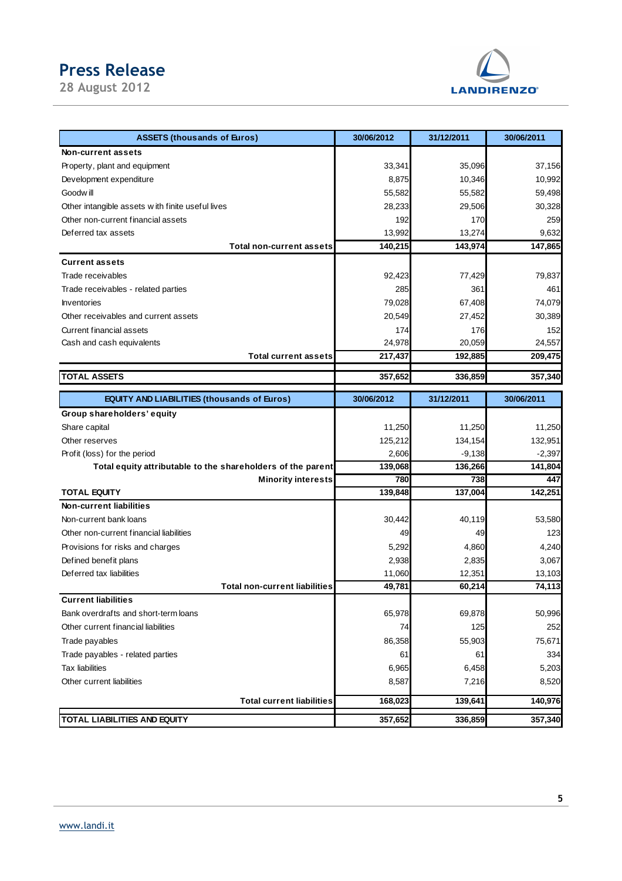| ASSETS (thousands of Euros) | 30/06/2012 | 31/12/2011 | 30/06/2011 |
|---|---|---|---|
| **Non-current assets** | | | |
| Property, plant and equipment | 33,341 | 35,096 | 37,156 |
| Development expenditure | 8,875 | 10,346 | 10,992 |
| Goodwill | 55,582 | 55,582 | 59,498 |
| Other intangible assets with finite useful lives | 28,233 | 29,506 | 30,328 |
| Other non-current financial assets | 192 | 170 | 259 |
| Deferred tax assets | 13,992 | 13,274 | 9,632 |
| **Total non-current assets** | **140,215** | **143,974** | **147,865** |
| **Current assets** | | | |
| Trade receivables | 92,423 | 77,429 | 79,837 |
| Trade receivables - related parties | 285 | 361 | 461 |
| Inventories | 79,028 | 67,408 | 74,079 |
| Other receivables and current assets | 20,549 | 27,452 | 30,389 |
| Current financial assets | 174 | 176 | 152 |
| Cash and cash equivalents | 24,978 | 20,059 | 24,557 |
| **Total current assets** | **217,437** | **192,885** | **209,475** |
| **TOTAL ASSETS** | **357,652** | **336,859** | **357,340** |

| EQUITY AND LIABILITIES (thousands of Euros) | 30/06/2012 | 31/12/2011 | 30/06/2011 |
|---|---|---|---|
| **Group shareholders' equity** | | | |
| Share capital | 11,250 | 11,250 | 11,250 |
| Other reserves | 125,212 | 134,154 | 132,951 |
| Profit (loss) for the period | 2,606 | -9,138 | -2,397 |
| **Total equity attributable to the shareholders of the parent** | **139,068** | **136,266** | **141,804** |
| **Minority interests** | **780** | **738** | **447** |
| **TOTAL EQUITY** | **139,848** | **137,004** | **142,251** |
| **Non-current liabilities** | | | |
| Non-current bank loans | 30,442 | 40,119 | 53,580 |
| Other non-current financial liabilities | 49 | 49 | 123 |
| Provisions for risks and charges | 5,292 | 4,860 | 4,240 |
| Defined benefit plans | 2,938 | 2,835 | 3,067 |
| Deferred tax liabilities | 11,060 | 12,351 | 13,103 |
| **Total non-current liabilities** | **49,781** | **60,214** | **74,113** |
| **Current liabilities** | | | |
| Bank overdrafts and short-term loans | 65,978 | 69,878 | 50,996 |
| Other current financial liabilities | 74 | 125 | 252 |
| Trade payables | 86,358 | 55,903 | 75,671 |
| Trade payables - related parties | 61 | 61 | 334 |
| Tax liabilities | 6,965 | 6,458 | 5,203 |
| Other current liabilities | 8,587 | 7,216 | 8,520 |
| **Total current liabilities** | **168,023** | **139,641** | **140,976** |
| **TOTAL LIABILITIES AND EQUITY** | **357,652** | **336,859** | **357,340** |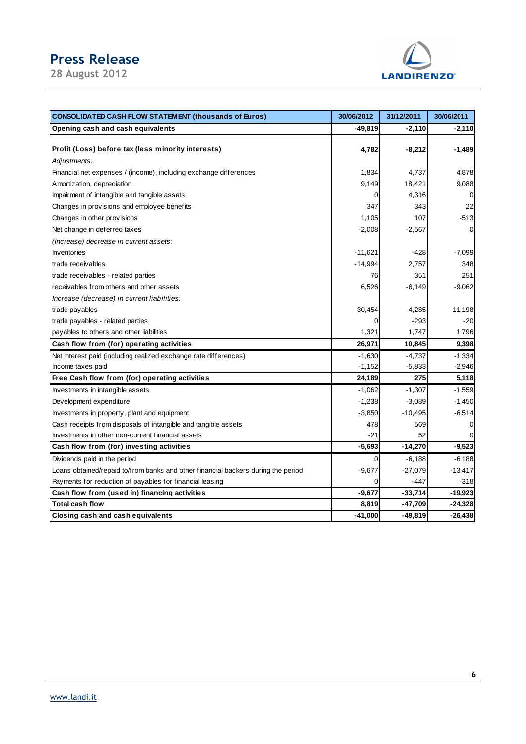| CONSOLIDATED CASH FLOW STATEMENT (thousands of Euros) | 30/06/2012 | 31/12/2011 | 30/06/2011 |
|---|---|---|---|
| **Opening cash and cash equivalents** | **-49,819** | **-2,110** | **-2,110** |
| **Profit (Loss) before tax (less minority interests)** | **4,782** | **-8,212** | **-1,489** |
| *Adjustments:* | | | |
| Financial net expenses / (income), including exchange differences | 1,834 | 4,737 | 4,878 |
| Amortization, depreciation | 9,149 | 18,421 | 9,088 |
| Impairment of intangible and tangible assets | 0 | 4,316 | 0 |
| Changes in provisions and employee benefits | 347 | 343 | 22 |
| Changes in other provisions | 1,105 | 107 | -513 |
| Net change in deferred taxes | -2,008 | -2,567 | 0 |
| *(Increase) decrease in current assets:* | | | |
| Inventories | -11,621 | -428 | -7,099 |
| trade receivables | -14,994 | 2,757 | 348 |
| trade receivables - related parties | 76 | 351 | 251 |
| receivables from others and other assets | 6,526 | -6,149 | -9,062 |
| *Increase (decrease) in current liabilities:* | | | |
| trade payables | 30,454 | -4,285 | 11,198 |
| trade payables - related parties | 0 | -293 | -20 |
| payables to others and other liabilities | 1,321 | 1,747 | 1,796 |
| **Cash flow from (for) operating activities** | **26,971** | **10,845** | **9,398** |
| Net interest paid (including realized exchange rate differences) | -1,630 | -4,737 | -1,334 |
| Income taxes paid | -1,152 | -5,833 | -2,946 |
| **Free Cash flow from (for) operating activities** | **24,189** | **275** | **5,118** |
| Investments in intangible assets | -1,062 | -1,307 | -1,559 |
| Development expenditure | -1,238 | -3,089 | -1,450 |
| Investments in property, plant and equipment | -3,850 | -10,495 | -6,514 |
| Cash receipts from disposals of intangible and tangible assets | 478 | 569 | 0 |
| Investments in other non-current financial assets | -21 | 52 | 0 |
| **Cash flow from (for) investing activities** | **-5,693** | **-14,270** | **-9,523** |
| Dividends paid in the period | 0 | -6,188 | -6,188 |
| Loans obtained/repaid to/from banks and other financial backers during the period | -9,677 | -27,079 | -13,417 |
| Payments for reduction of payables for financial leasing | 0 | -447 | -318 |
| **Cash flow from (used in) financing activities** | **-9,677** | **-33,714** | **-19,923** |
| **Total cash flow** | **8,819** | **-47,709** | **-24,328** |
| **Closing cash and cash equivalents** | **-41,000** | **-49,819** | **-26,438** |